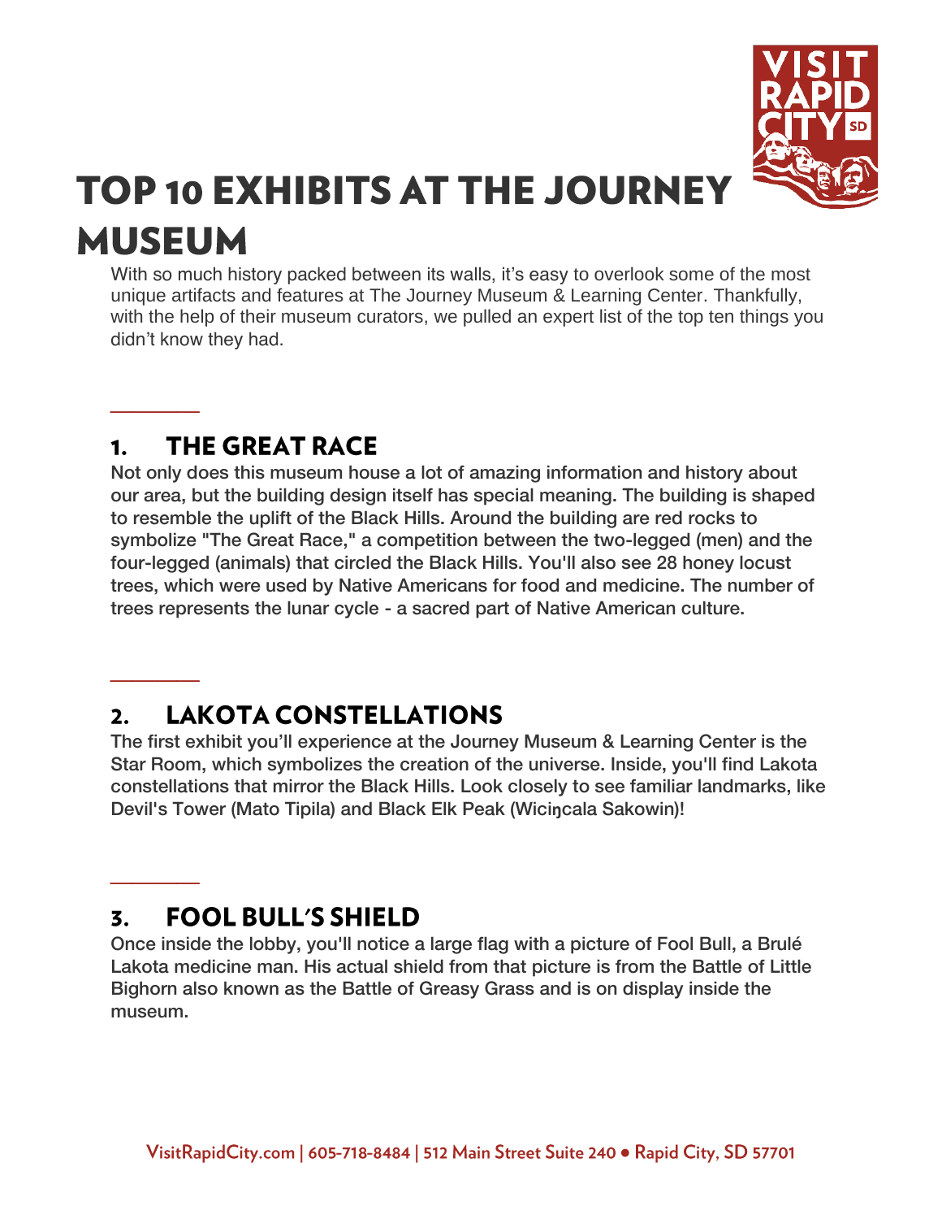# TOP 10 EXHIBITS AT THE JOURNEY MUSEUM

With so much history packed between its walls, it's easy to overlook some of the most unique artifacts and features at The Journey Museum & Learning Center. Thankfully, with the help of their museum curators, we pulled an expert list of the top ten things you didn't know they had.

## 1. THE GREAT RACE

Not only does this museum house a lot of amazing information and history about our area, but the building design itself has special meaning. The building is shaped to resemble the uplift of the Black Hills. Around the building are red rocks to symbolize "The Great Race," a competition between the two-legged (men) and the four-legged (animals) that circled the Black Hills. You'll also see 28 honey locust trees, which were used by Native Americans for food and medicine. The number of trees represents the lunar cycle - a sacred part of Native American culture.

## 2. LAKOTA CONSTELLATIONS

The first exhibit you'll experience at the Journey Museum & Learning Center is the Star Room, which symbolizes the creation of the universe. Inside, you'll find Lakota constellations that mirror the Black Hills. Look closely to see familiar landmarks, like Devil's Tower (Mato Tipila) and Black Elk Peak (Wiciŋcala Sakowin)!

## 3. FOOL BULL'S SHIELD

Once inside the lobby, you'll notice a large flag with a picture of Fool Bull, a Brulé Lakota medicine man. His actual shield from that picture is from the Battle of Little Bighorn also known as the Battle of Greasy Grass and is on display inside the museum.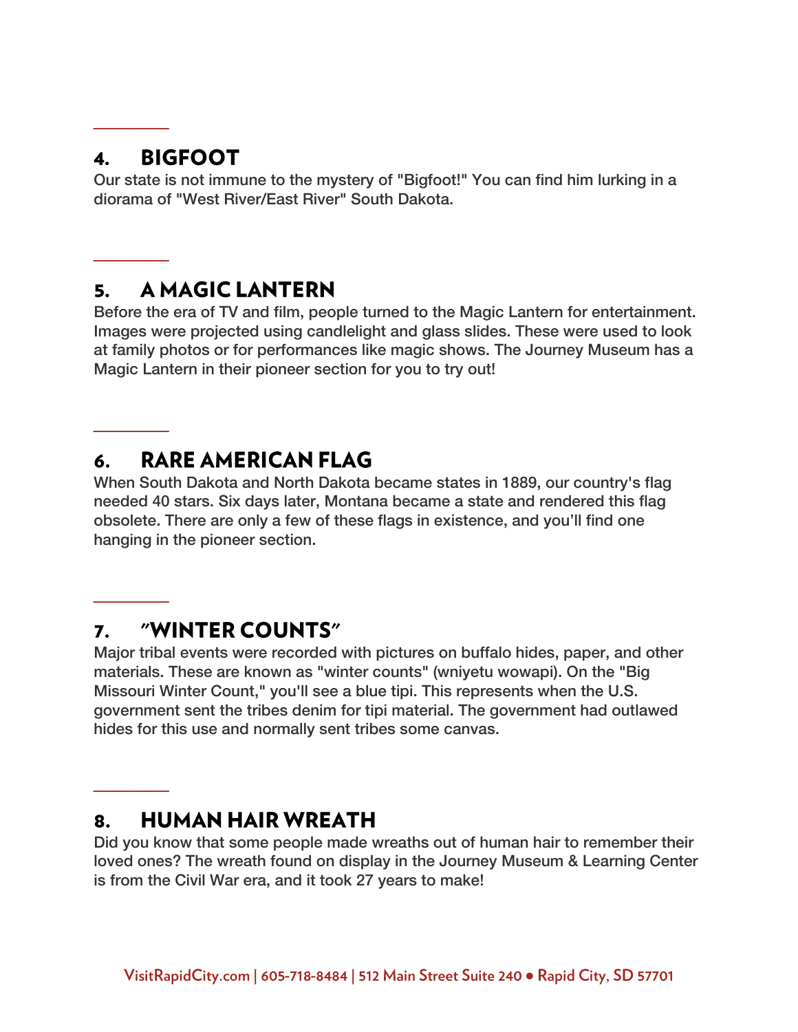## 4. BIGFOOT

Our state is not immune to the mystery of "Bigfoot!" You can find him lurking in a diorama of "West River/East River" South Dakota.

## 5. A MAGIC LANTERN

Before the era of TV and film, people turned to the Magic Lantern for entertainment. Images were projected using candlelight and glass slides. These were used to look at family photos or for performances like magic shows. The Journey Museum has a Magic Lantern in their pioneer section for you to try out!

## 6. RARE AMERICAN FLAG

When South Dakota and North Dakota became states in 1889, our country's flag needed 40 stars. Six days later, Montana became a state and rendered this flag obsolete. There are only a few of these flags in existence, and you'll find one hanging in the pioneer section.

## 7. "WINTER COUNTS"

Major tribal events were recorded with pictures on buffalo hides, paper, and other materials. These are known as "winter counts" (wniyetu wowapi). On the "Big Missouri Winter Count," you'll see a blue tipi. This represents when the U.S. government sent the tribes denim for tipi material. The government had outlawed hides for this use and normally sent tribes some canvas.

## 8. HUMAN HAIR WREATH

Did you know that some people made wreaths out of human hair to remember their loved ones? The wreath found on display in the Journey Museum & Learning Center is from the Civil War era, and it took 27 years to make!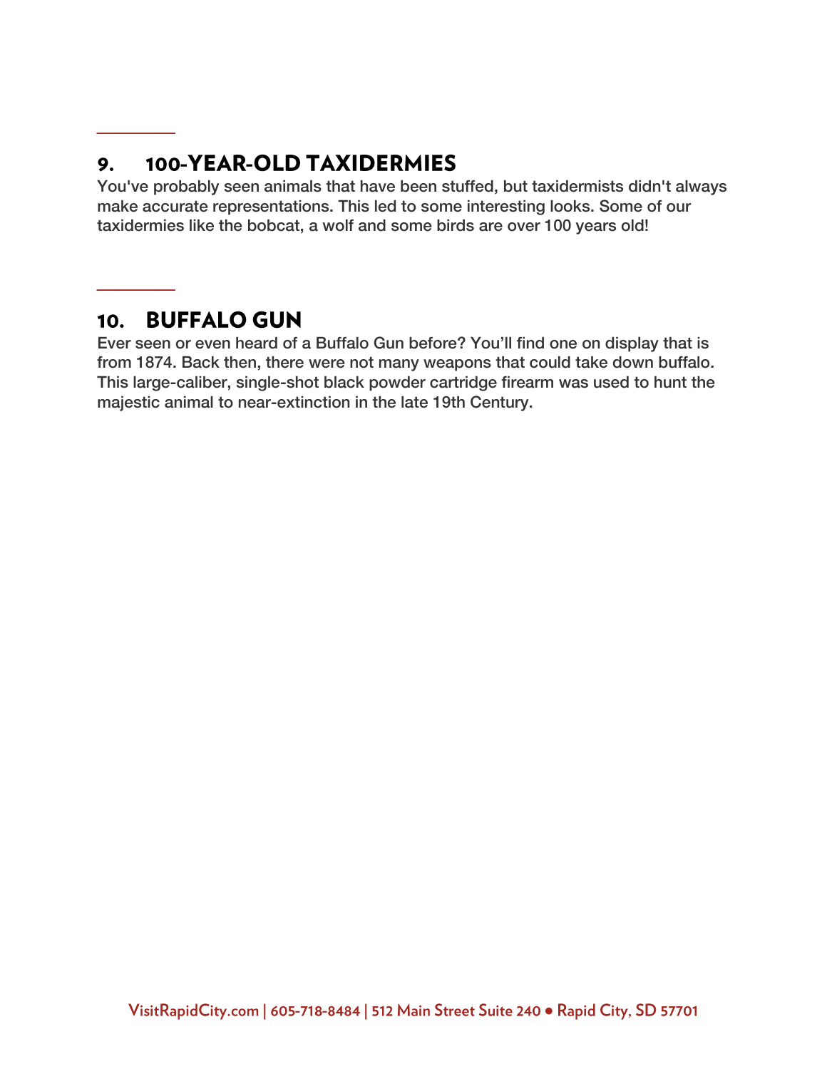## 9. 100-YEAR-OLD TAXIDERMIES

You've probably seen animals that have been stuffed, but taxidermists didn't always make accurate representations. This led to some interesting looks. Some of our taxidermies like the bobcat, a wolf and some birds are over 100 years old!

## 10. BUFFALO GUN

Ever seen or even heard of a Buffalo Gun before? You'll find one on display that is from 1874. Back then, there were not many weapons that could take down buffalo. This large-caliber, single-shot black powder cartridge firearm was used to hunt the majestic animal to near-extinction in the late 19th Century.